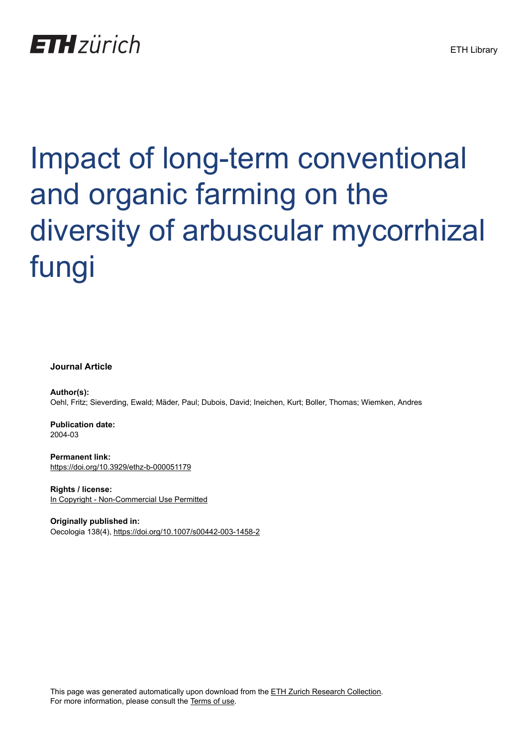ETH zürich

ETH Library

# Impact of long-term conventional and organic farming on the diversity of arbuscular mycorrhizal fungi

**Journal Article**

**Author(s):**
Oehl, Fritz; Sieverding, Ewald; Mäder, Paul; Dubois, David; Ineichen, Kurt; Boller, Thomas; Wiemken, Andres

**Publication date:**
2004-03

**Permanent link:**
https://doi.org/10.3929/ethz-b-000051179

**Rights / license:**
In Copyright - Non-Commercial Use Permitted

**Originally published in:**
Oecologia 138(4), https://doi.org/10.1007/s00442-003-1458-2

This page was generated automatically upon download from the ETH Zurich Research Collection.
For more information, please consult the Terms of use.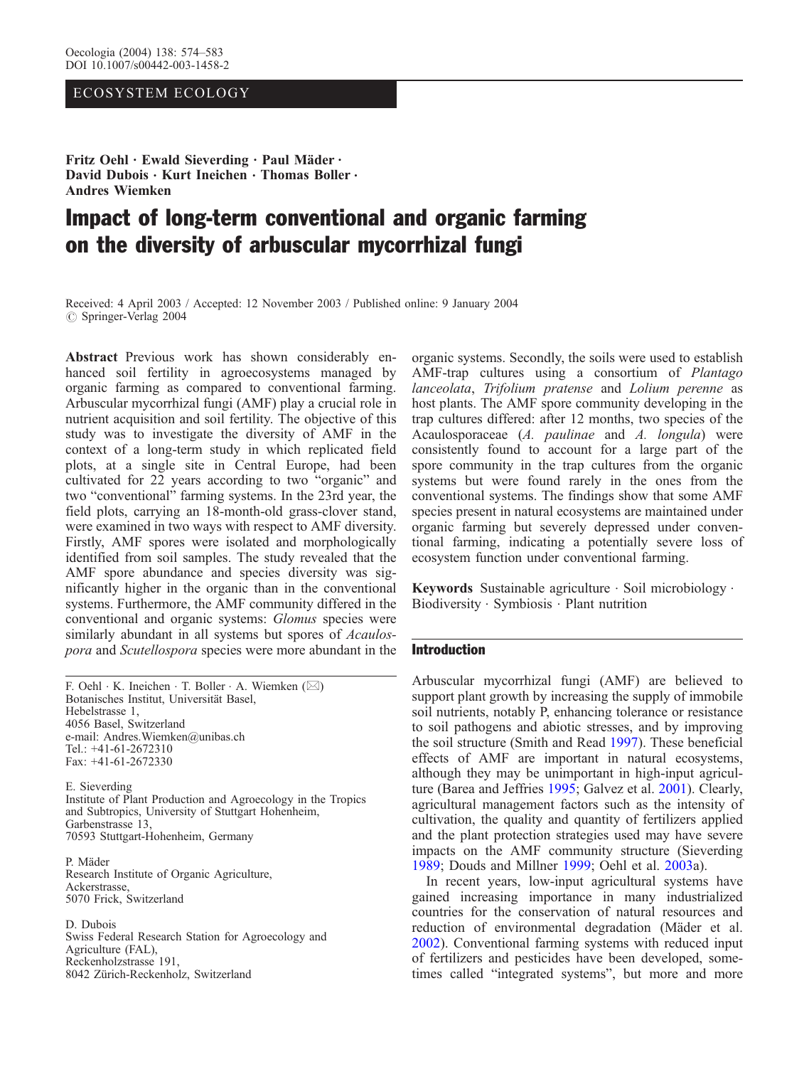ECOSYSTEM ECOLOGY

**Fritz Oehl · Ewald Sieverding · Paul Mäder · David Dubois · Kurt Ineichen · Thomas Boller · Andres Wiemken**

# Impact of long-term conventional and organic farming on the diversity of arbuscular mycorrhizal fungi

Received: 4 April 2003 / Accepted: 12 November 2003 / Published online: 9 January 2004
© Springer-Verlag 2004

**Abstract** Previous work has shown considerably enhanced soil fertility in agroecosystems managed by organic farming as compared to conventional farming. Arbuscular mycorrhizal fungi (AMF) play a crucial role in nutrient acquisition and soil fertility. The objective of this study was to investigate the diversity of AMF in the context of a long-term study in which replicated field plots, at a single site in Central Europe, had been cultivated for 22 years according to two "organic" and two "conventional" farming systems. In the 23rd year, the field plots, carrying an 18-month-old grass-clover stand, were examined in two ways with respect to AMF diversity. Firstly, AMF spores were isolated and morphologically identified from soil samples. The study revealed that the AMF spore abundance and species diversity was significantly higher in the organic than in the conventional systems. Furthermore, the AMF community differed in the conventional and organic systems: *Glomus* species were similarly abundant in all systems but spores of *Acaulospora* and *Scutellospora* species were more abundant in the organic systems. Secondly, the soils were used to establish AMF-trap cultures using a consortium of *Plantago lanceolata*, *Trifolium pratense* and *Lolium perenne* as host plants. The AMF spore community developing in the trap cultures differed: after 12 months, two species of the Acaulosporaceae (*A. paulinae* and *A. longula*) were consistently found to account for a large part of the spore community in the trap cultures from the organic systems but were found rarely in the ones from the conventional systems. The findings show that some AMF species present in natural ecosystems are maintained under organic farming but severely depressed under conventional farming, indicating a potentially severe loss of ecosystem function under conventional farming.

**Keywords** Sustainable agriculture · Soil microbiology · Biodiversity · Symbiosis · Plant nutrition

F. Oehl · K. Ineichen · T. Boller · A. Wiemken (✉)
Botanisches Institut, Universität Basel,
Hebelstrasse 1,
4056 Basel, Switzerland
e-mail: Andres.Wiemken@unibas.ch
Tel.: +41-61-2672310
Fax: +41-61-2672330

E. Sieverding
Institute of Plant Production and Agroecology in the Tropics and Subtropics, University of Stuttgart Hohenheim,
Garbenstrasse 13,
70593 Stuttgart-Hohenheim, Germany

P. Mäder
Research Institute of Organic Agriculture,
Ackerstrasse,
5070 Frick, Switzerland

D. Dubois
Swiss Federal Research Station for Agroecology and Agriculture (FAL),
Reckenholzstrasse 191,
8042 Zürich-Reckenholz, Switzerland

## Introduction

Arbuscular mycorrhizal fungi (AMF) are believed to support plant growth by increasing the supply of immobile soil nutrients, notably P, enhancing tolerance or resistance to soil pathogens and abiotic stresses, and by improving the soil structure (Smith and Read 1997). These beneficial effects of AMF are important in natural ecosystems, although they may be unimportant in high-input agriculture (Barea and Jeffries 1995; Galvez et al. 2001). Clearly, agricultural management factors such as the intensity of cultivation, the quality and quantity of fertilizers applied and the plant protection strategies used may have severe impacts on the AMF community structure (Sieverding 1989; Douds and Millner 1999; Oehl et al. 2003a).

In recent years, low-input agricultural systems have gained increasing importance in many industrialized countries for the conservation of natural resources and reduction of environmental degradation (Mäder et al. 2002). Conventional farming systems with reduced input of fertilizers and pesticides have been developed, sometimes called "integrated systems", but more and more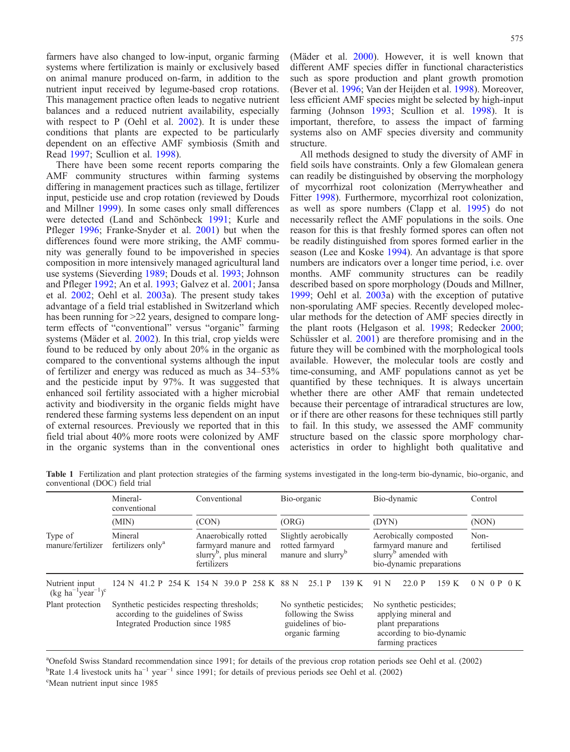farmers have also changed to low-input, organic farming systems where fertilization is mainly or exclusively based on animal manure produced on-farm, in addition to the nutrient input received by legume-based crop rotations. This management practice often leads to negative nutrient balances and a reduced nutrient availability, especially with respect to P (Oehl et al. 2002). It is under these conditions that plants are expected to be particularly dependent on an effective AMF symbiosis (Smith and Read 1997; Scullion et al. 1998).

There have been some recent reports comparing the AMF community structures within farming systems differing in management practices such as tillage, fertilizer input, pesticide use and crop rotation (reviewed by Douds and Millner 1999). In some cases only small differences were detected (Land and Schönbeck 1991; Kurle and Pfleger 1996; Franke-Snyder et al. 2001) but when the differences found were more striking, the AMF community was generally found to be impoverished in species composition in more intensively managed agricultural land use systems (Sieverding 1989; Douds et al. 1993; Johnson and Pfleger 1992; An et al. 1993; Galvez et al. 2001; Jansa et al. 2002; Oehl et al. 2003a). The present study takes advantage of a field trial established in Switzerland which has been running for >22 years, designed to compare long-term effects of "conventional" versus "organic" farming systems (Mäder et al. 2002). In this trial, crop yields were found to be reduced by only about 20% in the organic as compared to the conventional systems although the input of fertilizer and energy was reduced as much as 34–53% and the pesticide input by 97%. It was suggested that enhanced soil fertility associated with a higher microbial activity and biodiversity in the organic fields might have rendered these farming systems less dependent on an input of external resources. Previously we reported that in this field trial about 40% more roots were colonized by AMF in the organic systems than in the conventional ones (Mäder et al. 2000). However, it is well known that different AMF species differ in functional characteristics such as spore production and plant growth promotion (Bever et al. 1996; Van der Heijden et al. 1998). Moreover, less efficient AMF species might be selected by high-input farming (Johnson 1993; Scullion et al. 1998). It is important, therefore, to assess the impact of farming systems also on AMF species diversity and community structure.

All methods designed to study the diversity of AMF in field soils have constraints. Only a few Glomalean genera can readily be distinguished by observing the morphology of mycorrhizal root colonization (Merryweather and Fitter 1998). Furthermore, mycorrhizal root colonization, as well as spore numbers (Clapp et al. 1995) do not necessarily reflect the AMF populations in the soils. One reason for this is that freshly formed spores can often not be readily distinguished from spores formed earlier in the season (Lee and Koske 1994). An advantage is that spore numbers are indicators over a longer time period, i.e. over months. AMF community structures can be readily described based on spore morphology (Douds and Millner, 1999; Oehl et al. 2003a) with the exception of putative non-sporulating AMF species. Recently developed molecular methods for the detection of AMF species directly in the plant roots (Helgason et al. 1998; Redecker 2000; Schüssler et al. 2001) are therefore promising and in the future they will be combined with the morphological tools available. However, the molecular tools are costly and time-consuming, and AMF populations cannot as yet be quantified by these techniques. It is always uncertain whether there are other AMF that remain undetected because their percentage of intraradical structures are low, or if there are other reasons for these techniques still partly to fail. In this study, we assessed the AMF community structure based on the classic spore morphology characteristics in order to highlight both qualitative and

**Table 1** Fertilization and plant protection strategies of the farming systems investigated in the long-term bio-dynamic, bio-organic, and conventional (DOC) field trial

| | Mineral-conventional | Conventional | Bio-organic | Bio-dynamic | Control |
|---|---|---|---|---|---|
| | (MIN) | (CON) | (ORG) | (DYN) | (NON) |
| Type of manure/fertilizer | Mineral fertilizers only[a] | Anaerobically rotted farmyard manure and slurry[b], plus mineral fertilizers | Slightly aerobically rotted farmyard manure and slurry[b] | Aerobically composted farmyard manure and slurry[b] amended with bio-dynamic preparations | Non-fertilised |
| Nutrient input (kg $ha^{-1}year^{-1}$)[c] | 124 N 41.2 P 254 K | 154 N 39.0 P 258 K | 88 N 25.1 P 139 K | 91 N 22.0 P 159 K | 0 N 0 P 0 K |
| Plant protection | Synthetic pesticides respecting thresholds; according to the guidelines of Swiss Integrated Production since 1985 | | No synthetic pesticides; following the Swiss guidelines of bio-organic farming | No synthetic pesticides; applying mineral and plant preparations according to bio-dynamic farming practices | |

[a]Onefold Swiss Standard recommendation since 1991; for details of the previous crop rotation periods see Oehl et al. (2002)

[b]Rate 1.4 livestock units $ha^{-1}$ $year^{-1}$ since 1991; for details of previous periods see Oehl et al. (2002)

[c]Mean nutrient input since 1985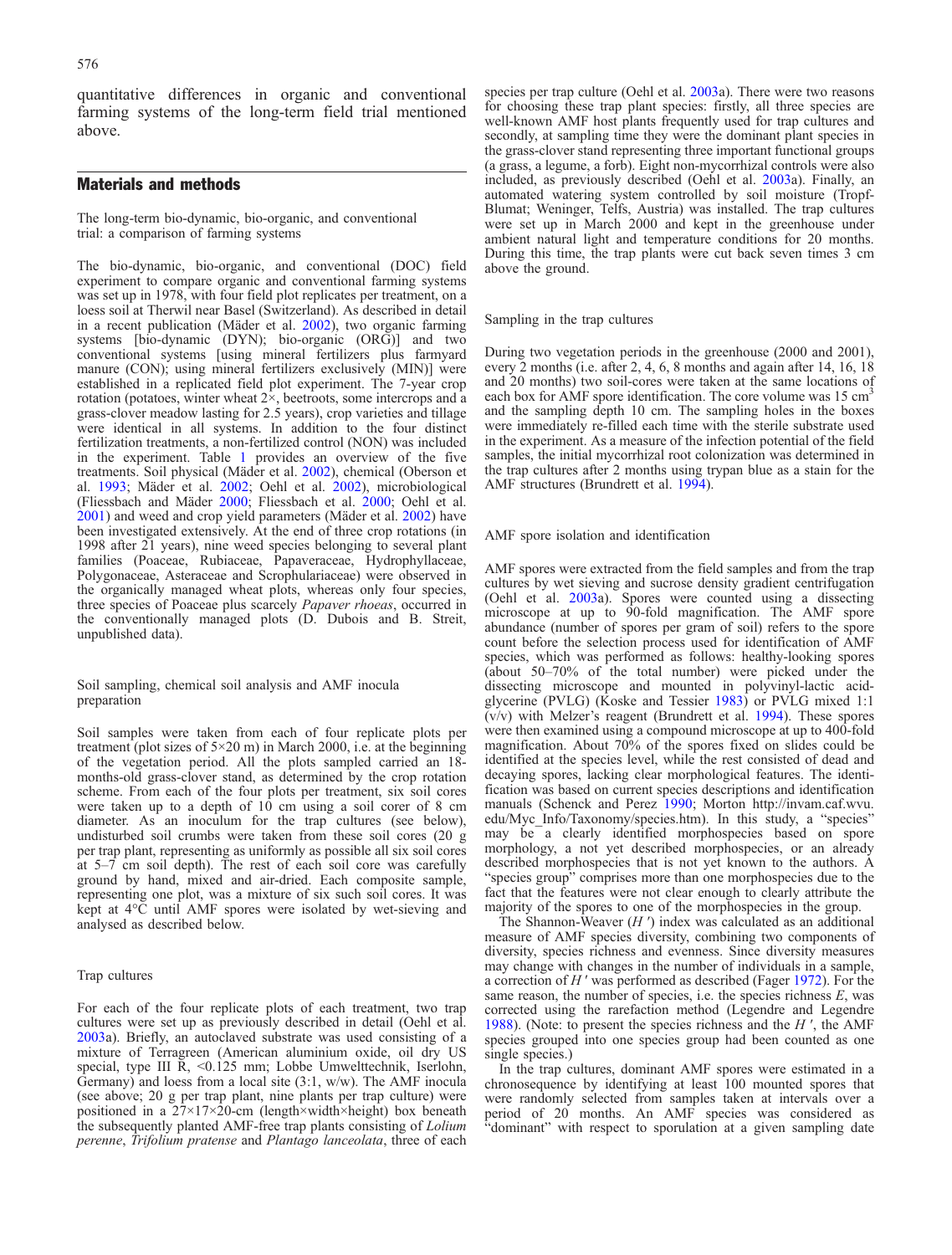quantitative differences in organic and conventional farming systems of the long-term field trial mentioned above.

## Materials and methods

### The long-term bio-dynamic, bio-organic, and conventional trial: a comparison of farming systems

The bio-dynamic, bio-organic, and conventional (DOC) field experiment to compare organic and conventional farming systems was set up in 1978, with four field plot replicates per treatment, on a loess soil at Therwil near Basel (Switzerland). As described in detail in a recent publication (Mäder et al. 2002), two organic farming systems [bio-dynamic (DYN); bio-organic (ORG)] and two conventional systems [using mineral fertilizers plus farmyard manure (CON); using mineral fertilizers exclusively (MIN)] were established in a replicated field plot experiment. The 7-year crop rotation (potatoes, winter wheat 2×, beetroots, some intercrops and a grass-clover meadow lasting for 2.5 years), crop varieties and tillage were identical in all systems. In addition to the four distinct fertilization treatments, a non-fertilized control (NON) was included in the experiment. Table 1 provides an overview of the five treatments. Soil physical (Mäder et al. 2002), chemical (Oberson et al. 1993; Mäder et al. 2002; Oehl et al. 2002), microbiological (Fliessbach and Mäder 2000; Fliessbach et al. 2000; Oehl et al. 2001) and weed and crop yield parameters (Mäder et al. 2002) have been investigated extensively. At the end of three crop rotations (in 1998 after 21 years), nine weed species belonging to several plant families (Poaceae, Rubiaceae, Papaveraceae, Hydrophyllaceae, Polygonaceae, Asteraceae and Scrophulariaceae) were observed in the organically managed wheat plots, whereas only four species, three species of Poaceae plus scarcely *Papaver rhoeas*, occurred in the conventionally managed plots (D. Dubois and B. Streit, unpublished data).

### Soil sampling, chemical soil analysis and AMF inocula preparation

Soil samples were taken from each of four replicate plots per treatment (plot sizes of 5×20 m) in March 2000, i.e. at the beginning of the vegetation period. All the plots sampled carried an 18-months-old grass-clover stand, as determined by the crop rotation scheme. From each of the four plots per treatment, six soil cores were taken up to a depth of 10 cm using a soil corer of 8 cm diameter. As an inoculum for the trap cultures (see below), undisturbed soil crumbs were taken from these soil cores (20 g per trap plant, representing as uniformly as possible all six soil cores at 5–7 cm soil depth). The rest of each soil core was carefully ground by hand, mixed and air-dried. Each composite sample, representing one plot, was a mixture of six such soil cores. It was kept at 4°C until AMF spores were isolated by wet-sieving and analysed as described below.

### Trap cultures

For each of the four replicate plots of each treatment, two trap cultures were set up as previously described in detail (Oehl et al. 2003a). Briefly, an autoclaved substrate was used consisting of a mixture of Terragreen (American aluminium oxide, oil dry US special, type III R, <0.125 mm; Lobbe Umwelttechnik, Iserlohn, Germany) and loess from a local site (3:1, w/w). The AMF inocula (see above; 20 g per trap plant, nine plants per trap culture) were positioned in a 27×17×20-cm (length×width×height) box beneath the subsequently planted AMF-free trap plants consisting of *Lolium perenne*, *Trifolium pratense* and *Plantago lanceolata*, three of each species per trap culture (Oehl et al. 2003a). There were two reasons for choosing these trap plant species: firstly, all three species are well-known AMF host plants frequently used for trap cultures and secondly, at sampling time they were the dominant plant species in the grass-clover stand representing three important functional groups (a grass, a legume, a forb). Eight non-mycorrhizal controls were also included, as previously described (Oehl et al. 2003a). Finally, an automated watering system controlled by soil moisture (Tropf-Blumat; Weninger, Telfs, Austria) was installed. The trap cultures were set up in March 2000 and kept in the greenhouse under ambient natural light and temperature conditions for 20 months. During this time, the trap plants were cut back seven times 3 cm above the ground.

### Sampling in the trap cultures

During two vegetation periods in the greenhouse (2000 and 2001), every 2 months (i.e. after 2, 4, 6, 8 months and again after 14, 16, 18 and 20 months) two soil-cores were taken at the same locations of each box for AMF spore identification. The core volume was 15 $cm^3$ and the sampling depth 10 cm. The sampling holes in the boxes were immediately re-filled each time with the sterile substrate used in the experiment. As a measure of the infection potential of the field samples, the initial mycorrhizal root colonization was determined in the trap cultures after 2 months using trypan blue as a stain for the AMF structures (Brundrett et al. 1994).

### AMF spore isolation and identification

AMF spores were extracted from the field samples and from the trap cultures by wet sieving and sucrose density gradient centrifugation (Oehl et al. 2003a). Spores were counted using a dissecting microscope at up to 90-fold magnification. The AMF spore abundance (number of spores per gram of soil) refers to the spore count before the selection process used for identification of AMF species, which was performed as follows: healthy-looking spores (about 50–70% of the total number) were picked under the dissecting microscope and mounted in polyvinyl-lactic acid-glycerine (PVLG) (Koske and Tessier 1983) or PVLG mixed 1:1 (v/v) with Melzer's reagent (Brundrett et al. 1994). These spores were then examined using a compound microscope at up to 400-fold magnification. About 70% of the spores fixed on slides could be identified at the species level, while the rest consisted of dead and decaying spores, lacking clear morphological features. The identification was based on current species descriptions and identification manuals (Schenck and Perez 1990; Morton http://invam.caf.wvu.edu/Myc_Info/Taxonomy/species.htm). In this study, a "species" may be a clearly identified morphospecies based on spore morphology, a not yet described morphospecies, or an already described morphospecies that is not yet known to the authors. A "species group" comprises more than one morphospecies due to the fact that the features were not clear enough to clearly attribute the majority of the spores to one of the morphospecies in the group.

The Shannon-Weaver ($H'$) index was calculated as an additional measure of AMF species diversity, combining two components of diversity, species richness and evenness. Since diversity measures may change with changes in the number of individuals in a sample, a correction of $H'$ was performed as described (Fager 1972). For the same reason, the number of species, i.e. the species richness $E$, was corrected using the rarefaction method (Legendre and Legendre 1988). (Note: to present the species richness and the $H'$, the AMF species grouped into one species group had been counted as one single species.)

In the trap cultures, dominant AMF spores were estimated in a chronosequence by identifying at least 100 mounted spores that were randomly selected from samples taken at intervals over a period of 20 months. An AMF species was considered as "dominant" with respect to sporulation at a given sampling date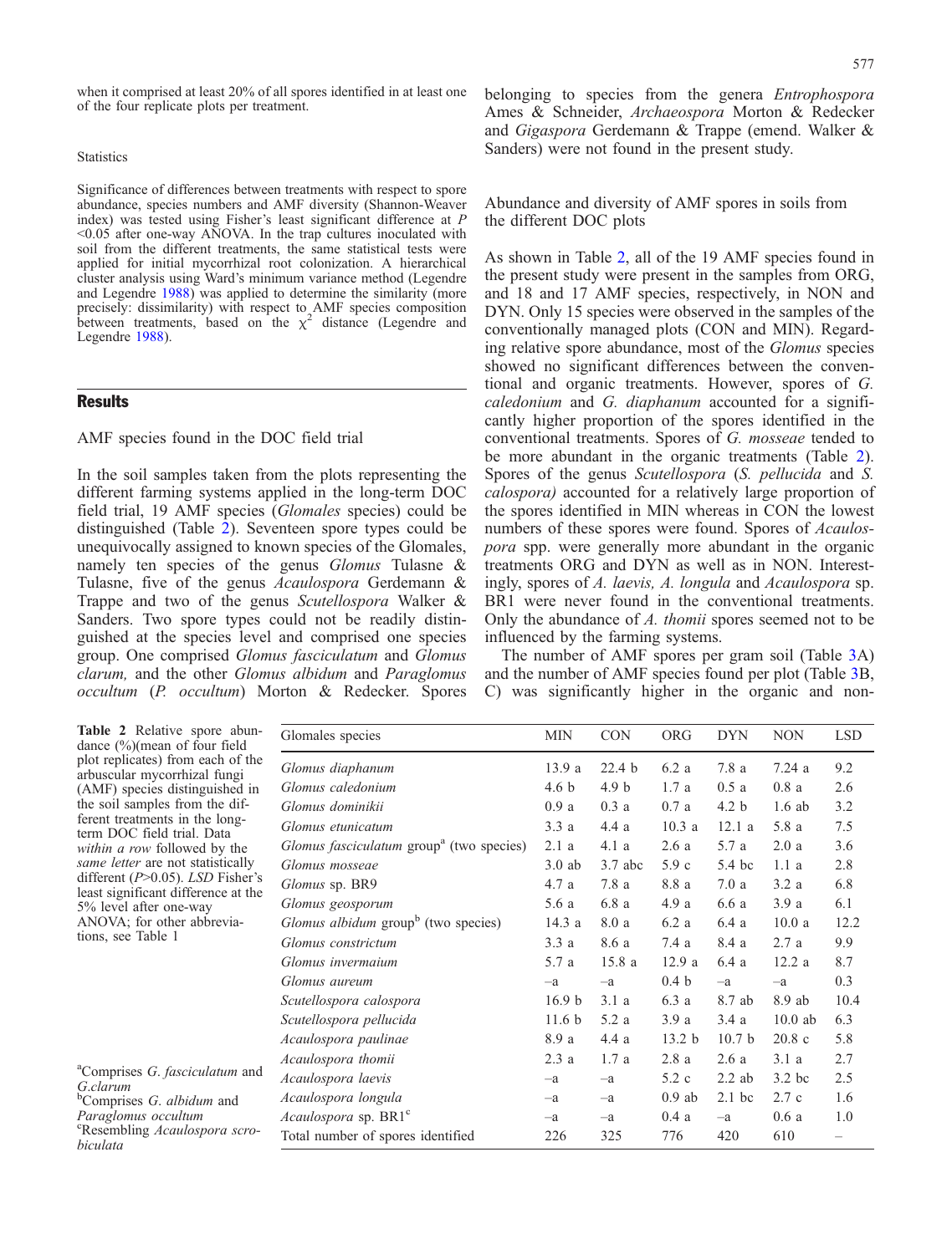when it comprised at least 20% of all spores identified in at least one of the four replicate plots per treatment.

### Statistics

Significance of differences between treatments with respect to spore abundance, species numbers and AMF diversity (Shannon-Weaver index) was tested using Fisher's least significant difference at $P < 0.05$ after one-way ANOVA. In the trap cultures inoculated with soil from the different treatments, the same statistical tests were applied for initial mycorrhizal root colonization. A hierarchical cluster analysis using Ward's minimum variance method (Legendre and Legendre 1988) was applied to determine the similarity (more precisely: dissimilarity) with respect to AMF species composition between treatments, based on the $\chi^2$ distance (Legendre and Legendre 1988).

## Results

### AMF species found in the DOC field trial

In the soil samples taken from the plots representing the different farming systems applied in the long-term DOC field trial, 19 AMF species (*Glomales* species) could be distinguished (Table 2). Seventeen spore types could be unequivocally assigned to known species of the Glomales, namely ten species of the genus *Glomus* Tulasne & Tulasne, five of the genus *Acaulospora* Gerdemann & Trappe and two of the genus *Scutellospora* Walker & Sanders. Two spore types could not be readily distinguished at the species level and comprised one species group. One comprised *Glomus fasciculatum* and *Glomus clarum*, and the other *Glomus albidum* and *Paraglomus occultum* (*P. occultum*) Morton & Redecker. Spores belonging to species from the genera *Entrophospora* Ames & Schneider, *Archaeospora* Morton & Redecker and *Gigaspora* Gerdemann & Trappe (emend. Walker & Sanders) were not found in the present study.

### Abundance and diversity of AMF spores in soils from the different DOC plots

As shown in Table 2, all of the 19 AMF species found in the present study were present in the samples from ORG, and 18 and 17 AMF species, respectively, in NON and DYN. Only 15 species were observed in the samples of the conventionally managed plots (CON and MIN). Regarding relative spore abundance, most of the *Glomus* species showed no significant differences between the conventional and organic treatments. However, spores of *G. caledonium* and *G. diaphanum* accounted for a significantly higher proportion of the spores identified in the conventional treatments. Spores of *G. mosseae* tended to be more abundant in the organic treatments (Table 2). Spores of the genus *Scutellospora* (*S. pellucida* and *S. calospora)* accounted for a relatively large proportion of the spores identified in MIN whereas in CON the lowest numbers of these spores were found. Spores of *Acaulospora* spp. were generally more abundant in the organic treatments ORG and DYN as well as in NON. Interestingly, spores of *A. laevis, A. longula* and *Acaulospora* sp. BR1 were never found in the conventional treatments. Only the abundance of *A. thomii* spores seemed not to be influenced by the farming systems.

The number of AMF spores per gram soil (Table 3A) and the number of AMF species found per plot (Table 3B, C) was significantly higher in the organic and non-

**Table 2** Relative spore abundance (%)(mean of four field plot replicates) from each of the arbuscular mycorrhizal fungi (AMF) species distinguished in the soil samples from the different treatments in the long-term DOC field trial. Data *within a row* followed by the *same letter* are not statistically different ($P > 0.05$). *LSD* Fisher's least significant difference at the 5% level after one-way ANOVA; for other abbreviations, see Table 1

| Glomales species | MIN | CON | ORG | DYN | NON | LSD |
|---|---|---|---|---|---|---|
| *Glomus diaphanum* | 13.9 a | 22.4 b | 6.2 a | 7.8 a | 7.24 a | 9.2 |
| *Glomus caledonium* | 4.6 b | 4.9 b | 1.7 a | 0.5 a | 0.8 a | 2.6 |
| *Glomus dominikii* | 0.9 a | 0.3 a | 0.7 a | 4.2 b | 1.6 ab | 3.2 |
| *Glomus etunicatum* | 3.3 a | 4.4 a | 10.3 a | 12.1 a | 5.8 a | 7.5 |
| *Glomus fasciculatum* group[a] (two species) | 2.1 a | 4.1 a | 2.6 a | 5.7 a | 2.0 a | 3.6 |
| *Glomus mosseae* | 3.0 ab | 3.7 abc | 5.9 c | 5.4 bc | 1.1 a | 2.8 |
| *Glomus* sp. BR9 | 4.7 a | 7.8 a | 8.8 a | 7.0 a | 3.2 a | 6.8 |
| *Glomus geosporum* | 5.6 a | 6.8 a | 4.9 a | 6.6 a | 3.9 a | 6.1 |
| *Glomus albidum* group[b] (two species) | 14.3 a | 8.0 a | 6.2 a | 6.4 a | 10.0 a | 12.2 |
| *Glomus constrictum* | 3.3 a | 8.6 a | 7.4 a | 8.4 a | 2.7 a | 9.9 |
| *Glomus invermaium* | 5.7 a | 15.8 a | 12.9 a | 6.4 a | 12.2 a | 8.7 |
| *Glomus aureum* | –a | –a | 0.4 b | –a | –a | 0.3 |
| *Scutellospora calospora* | 16.9 b | 3.1 a | 6.3 a | 8.7 ab | 8.9 ab | 10.4 |
| *Scutellospora pellucida* | 11.6 b | 5.2 a | 3.9 a | 3.4 a | 10.0 ab | 6.3 |
| *Acaulospora paulinae* | 8.9 a | 4.4 a | 13.2 b | 10.7 b | 20.8 c | 5.8 |
| *Acaulospora thomii* | 2.3 a | 1.7 a | 2.8 a | 2.6 a | 3.1 a | 2.7 |
| *Acaulospora laevis* | –a | –a | 5.2 c | 2.2 ab | 3.2 bc | 2.5 |
| *Acaulospora longula* | –a | –a | 0.9 ab | 2.1 bc | 2.7 c | 1.6 |
| *Acaulospora* sp. BR1[c] | –a | –a | 0.4 a | –a | 0.6 a | 1.0 |
| Total number of spores identified | 226 | 325 | 776 | 420 | 610 | – |

[a]Comprises *G. fasciculatum* and *G.clarum*
[b]Comprises *G. albidum* and *Paraglomus occultum*
[c]Resembling *Acaulospora scrobiculata*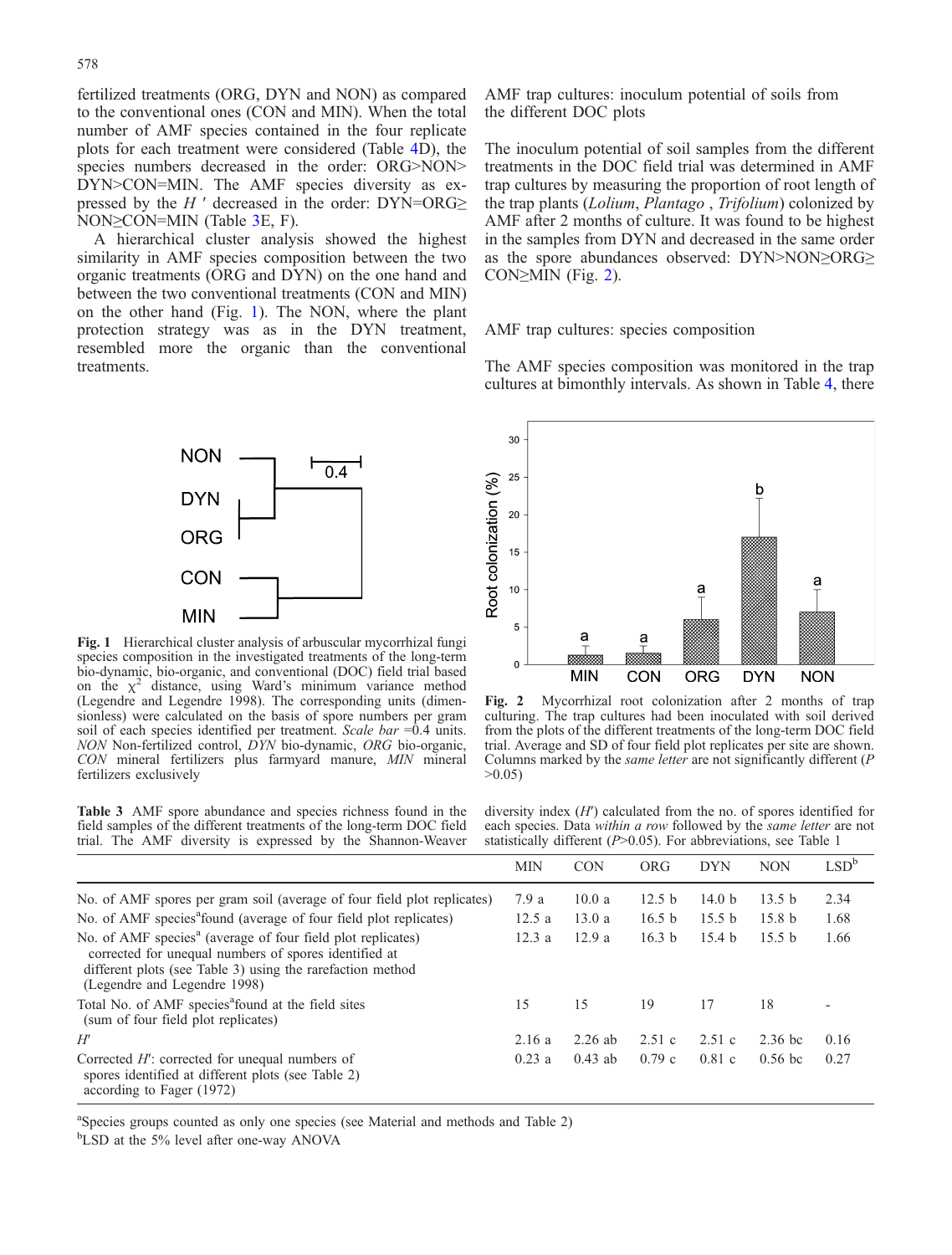fertilized treatments (ORG, DYN and NON) as compared to the conventional ones (CON and MIN). When the total number of AMF species contained in the four replicate plots for each treatment were considered (Table 4D), the species numbers decreased in the order: ORG>NON> DYN>CON=MIN. The AMF species diversity as expressed by the *H ′* decreased in the order: DYN=ORG≥ NON≥CON=MIN (Table 3E, F).

A hierarchical cluster analysis showed the highest similarity in AMF species composition between the two organic treatments (ORG and DYN) on the one hand and between the two conventional treatments (CON and MIN) on the other hand (Fig. 1). The NON, where the plant protection strategy was as in the DYN treatment, resembled more the organic than the conventional treatments.

NON
DYN
ORG
CON
MIN
0.4

**Fig. 1** Hierarchical cluster analysis of arbuscular mycorrhizal fungi species composition in the investigated treatments of the long-term bio-dynamic, bio-organic, and conventional (DOC) field trial based on the $\chi^2$ distance, using Ward's minimum variance method (Legendre and Legendre 1998). The corresponding units (dimensionless) were calculated on the basis of spore numbers per gram soil of each species identified per treatment. *Scale bar* =0.4 units. *NON* Non-fertilized control, *DYN* bio-dynamic, *ORG* bio-organic, *CON* mineral fertilizers plus farmyard manure, *MIN* mineral fertilizers exclusively

## AMF trap cultures: inoculum potential of soils from the different DOC plots

The inoculum potential of soil samples from the different treatments in the DOC field trial was determined in AMF trap cultures by measuring the proportion of root length of the trap plants (*Lolium*, *Plantago* , *Trifolium*) colonized by AMF after 2 months of culture. It was found to be highest in the samples from DYN and decreased in the same order as the spore abundances observed: DYN>NON≥ORG≥ CON≥MIN (Fig. 2).

## AMF trap cultures: species composition

The AMF species composition was monitored in the trap cultures at bimonthly intervals. As shown in Table 4, there

Root colonization (%)
0
5
10
15
20
25
30
a
a
a
b
a
MIN
CON
ORG
DYN
NON

**Fig. 2** Mycorrhizal root colonization after 2 months of trap culturing. The trap cultures had been inoculated with soil derived from the plots of the different treatments of the long-term DOC field trial. Average and SD of four field plot replicates per site are shown. Columns marked by the *same letter* are not significantly different ($P$ >0.05)

**Table 3** AMF spore abundance and species richness found in the field samples of the different treatments of the long-term DOC field trial. The AMF diversity is expressed by the Shannon-Weaver diversity index ($H'$) calculated from the no. of spores identified for each species. Data *within a row* followed by the *same letter* are not statistically different ($P$>0.05). For abbreviations, see Table 1

| | MIN | CON | ORG | DYN | NON | LSD[b] |
|---|---|---|---|---|---|---|
| No. of AMF spores per gram soil (average of four field plot replicates) | 7.9 a | 10.0 a | 12.5 b | 14.0 b | 13.5 b | 2.34 |
| No. of AMF species[a]found (average of four field plot replicates) | 12.5 a | 13.0 a | 16.5 b | 15.5 b | 15.8 b | 1.68 |
| No. of AMF species[a] (average of four field plot replicates) corrected for unequal numbers of spores identified at different plots (see Table 3) using the rarefaction method (Legendre and Legendre 1998) | 12.3 a | 12.9 a | 16.3 b | 15.4 b | 15.5 b | 1.66 |
| Total No. of AMF species[a]found at the field sites (sum of four field plot replicates) | 15 | 15 | 19 | 17 | 18 | - |
| $H'$ | 2.16 a | 2.26 ab | 2.51 c | 2.51 c | 2.36 bc | 0.16 |
| Corrected $H'$: corrected for unequal numbers of spores identified at different plots (see Table 2) according to Fager (1972) | 0.23 a | 0.43 ab | 0.79 c | 0.81 c | 0.56 bc | 0.27 |

[a]Species groups counted as only one species (see Material and methods and Table 2)

[b]LSD at the 5% level after one-way ANOVA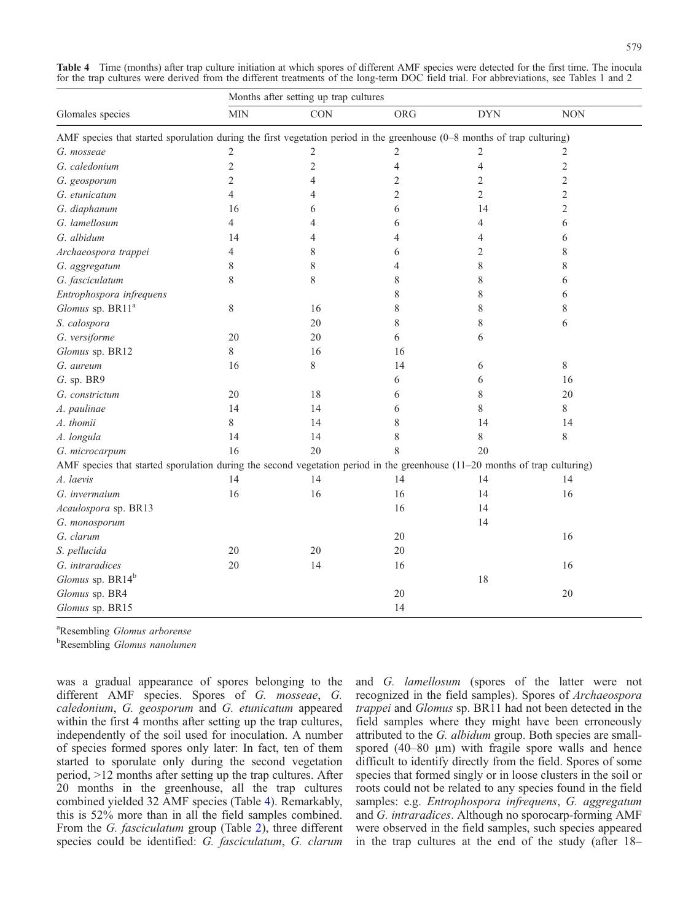**Table 4** Time (months) after trap culture initiation at which spores of different AMF species were detected for the first time. The inocula for the trap cultures were derived from the different treatments of the long-term DOC field trial. For abbreviations, see Tables 1 and 2

| Glomales species | Months after setting up trap cultures | | | | |
|---|---|---|---|---|---|
| | MIN | CON | ORG | DYN | NON |
| AMF species that started sporulation during the first vegetation period in the greenhouse (0–8 months of trap culturing) | | | | | |
| *G. mosseae* | 2 | 2 | 2 | 2 | 2 |
| *G. caledonium* | 2 | 2 | 4 | 4 | 2 |
| *G. geosporum* | 2 | 4 | 2 | 2 | 2 |
| *G. etunicatum* | 4 | 4 | 2 | 2 | 2 |
| *G. diaphanum* | 16 | 6 | 6 | 14 | 2 |
| *G. lamellosum* | 4 | 4 | 6 | 4 | 6 |
| *G. albidum* | 14 | 4 | 4 | 4 | 6 |
| *Archaeospora trappei* | 4 | 8 | 6 | 2 | 8 |
| *G. aggregatum* | 8 | 8 | 4 | 8 | 8 |
| *G. fasciculatum* | 8 | 8 | 8 | 8 | 6 |
| *Entrophospora infrequens* | | | 8 | 8 | 6 |
| *Glomus* sp. BR11[a] | 8 | 16 | 8 | 8 | 8 |
| *S. calospora* | | 20 | 8 | 8 | 6 |
| *G. versiforme* | 20 | 20 | 6 | 6 | |
| *Glomus* sp. BR12 | 8 | 16 | 16 | | |
| *G. aureum* | 16 | 8 | 14 | 6 | 8 |
| *G.* sp. BR9 | | | 6 | 6 | 16 |
| *G. constrictum* | 20 | 18 | 6 | 8 | 20 |
| *A. paulinae* | 14 | 14 | 6 | 8 | 8 |
| *A. thomii* | 8 | 14 | 8 | 14 | 14 |
| *A. longula* | 14 | 14 | 8 | 8 | 8 |
| *G. microcarpum* | 16 | 20 | 8 | 20 | |
| AMF species that started sporulation during the second vegetation period in the greenhouse (11–20 months of trap culturing) | | | | | |
| *A. laevis* | 14 | 14 | 14 | 14 | 14 |
| *G. invermaium* | 16 | 16 | 16 | 14 | 16 |
| *Acaulospora* sp. BR13 | | | 16 | 14 | |
| *G. monosporum* | | | | 14 | |
| *G. clarum* | | | 20 | | 16 |
| *S. pellucida* | 20 | 20 | 20 | | |
| *G. intraradices* | 20 | 14 | 16 | | 16 |
| *Glomus* sp. BR14[b] | | | | 18 | |
| *Glomus* sp. BR4 | | | 20 | | 20 |
| *Glomus* sp. BR15 | | | 14 | | |

[a] Resembling *Glomus arborense*

[b] Resembling *Glomus nanolumen*

was a gradual appearance of spores belonging to the different AMF species. Spores of *G. mosseae*, *G. caledonium*, *G. geosporum* and *G. etunicatum* appeared within the first 4 months after setting up the trap cultures, independently of the soil used for inoculation. A number of species formed spores only later: In fact, ten of them started to sporulate only during the second vegetation period, >12 months after setting up the trap cultures. After 20 months in the greenhouse, all the trap cultures combined yielded 32 AMF species (Table 4). Remarkably, this is 52% more than in all the field samples combined. From the *G. fasciculatum* group (Table 2), three different species could be identified: *G. fasciculatum*, *G. clarum* and *G. lamellosum* (spores of the latter were not recognized in the field samples). Spores of *Archaeospora trappei* and *Glomus* sp. BR11 had not been detected in the field samples where they might have been erroneously attributed to the *G. albidum* group. Both species are small-spored (40–80 μm) with fragile spore walls and hence difficult to identify directly from the field. Spores of some species that formed singly or in loose clusters in the soil or roots could not be related to any species found in the field samples: e.g. *Entrophospora infrequens*, *G. aggregatum* and *G. intraradices*. Although no sporocarp-forming AMF were observed in the field samples, such species appeared in the trap cultures at the end of the study (after 18–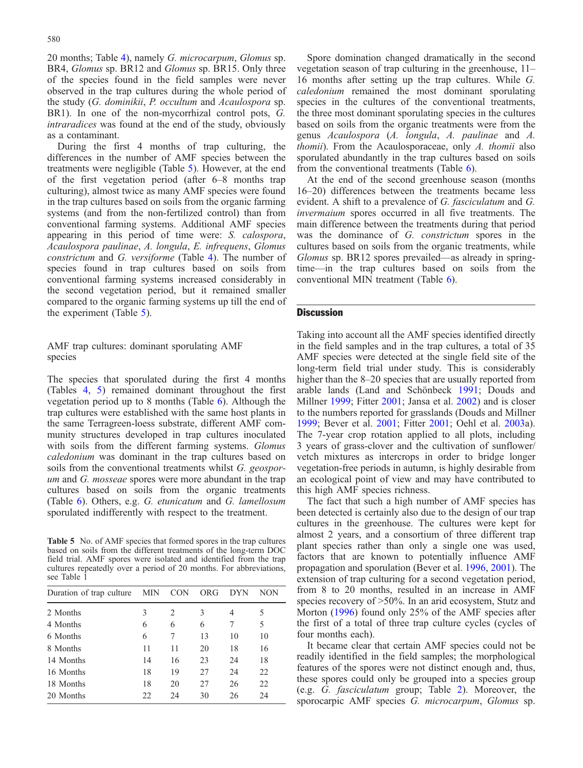20 months; Table 4), namely *G. microcarpum*, *Glomus* sp. BR4, *Glomus* sp. BR12 and *Glomus* sp. BR15. Only three of the species found in the field samples were never observed in the trap cultures during the whole period of the study (*G. dominikii*, *P. occultum* and *Acaulospora* sp. BR1). In one of the non-mycorrhizal control pots, *G. intraradices* was found at the end of the study, obviously as a contaminant.

During the first 4 months of trap culturing, the differences in the number of AMF species between the treatments were negligible (Table 5). However, at the end of the first vegetation period (after 6–8 months trap culturing), almost twice as many AMF species were found in the trap cultures based on soils from the organic farming systems (and from the non-fertilized control) than from conventional farming systems. Additional AMF species appearing in this period of time were: *S. calospora*, *Acaulospora paulinae*, *A. longula*, *E. infrequens*, *Glomus constrictum* and *G. versiforme* (Table 4). The number of species found in trap cultures based on soils from conventional farming systems increased considerably in the second vegetation period, but it remained smaller compared to the organic farming systems up till the end of the experiment (Table 5).

AMF trap cultures: dominant sporulating AMF species

The species that sporulated during the first 4 months (Tables 4, 5) remained dominant throughout the first vegetation period up to 8 months (Table 6). Although the trap cultures were established with the same host plants in the same Terragreen-loess substrate, different AMF community structures developed in trap cultures inoculated with soils from the different farming systems. *Glomus caledonium* was dominant in the trap cultures based on soils from the conventional treatments whilst *G. geosporum* and *G. mosseae* spores were more abundant in the trap cultures based on soils from the organic treatments (Table 6). Others, e.g. *G. etunicatum* and *G. lamellosum* sporulated indifferently with respect to the treatment.

**Table 5** No. of AMF species that formed spores in the trap cultures based on soils from the different treatments of the long-term DOC field trial. AMF spores were isolated and identified from the trap cultures repeatedly over a period of 20 months. For abbreviations, see Table 1

| Duration of trap culture | MIN | CON | ORG | DYN | NON |
|---|---|---|---|---|---|
| 2 Months | 3 | 2 | 3 | 4 | 5 |
| 4 Months | 6 | 6 | 6 | 7 | 5 |
| 6 Months | 6 | 7 | 13 | 10 | 10 |
| 8 Months | 11 | 11 | 20 | 18 | 16 |
| 14 Months | 14 | 16 | 23 | 24 | 18 |
| 16 Months | 18 | 19 | 27 | 24 | 22 |
| 18 Months | 18 | 20 | 27 | 26 | 22 |
| 20 Months | 22 | 24 | 30 | 26 | 24 |

Spore domination changed dramatically in the second vegetation season of trap culturing in the greenhouse, 11–16 months after setting up the trap cultures. While *G. caledonium* remained the most dominant sporulating species in the cultures of the conventional treatments, the three most dominant sporulating species in the cultures based on soils from the organic treatments were from the genus *Acaulospora* (*A. longula*, *A. paulinae* and *A. thomii*). From the Acaulosporaceae, only *A. thomii* also sporulated abundantly in the trap cultures based on soils from the conventional treatments (Table 6).

At the end of the second greenhouse season (months 16–20) differences between the treatments became less evident. A shift to a prevalence of *G. fasciculatum* and *G. invermaium* spores occurred in all five treatments. The main difference between the treatments during that period was the dominance of *G. constrictum* spores in the cultures based on soils from the organic treatments, while *Glomus* sp. BR12 spores prevailed—as already in springtime—in the trap cultures based on soils from the conventional MIN treatment (Table 6).

## Discussion

Taking into account all the AMF species identified directly in the field samples and in the trap cultures, a total of 35 AMF species were detected at the single field site of the long-term field trial under study. This is considerably higher than the 8–20 species that are usually reported from arable lands (Land and Schönbeck 1991; Douds and Millner 1999; Fitter 2001; Jansa et al. 2002) and is closer to the numbers reported for grasslands (Douds and Millner 1999; Bever et al. 2001; Fitter 2001; Oehl et al. 2003a). The 7-year crop rotation applied to all plots, including 3 years of grass-clover and the cultivation of sunflower/vetch mixtures as intercrops in order to bridge longer vegetation-free periods in autumn, is highly desirable from an ecological point of view and may have contributed to this high AMF species richness.

The fact that such a high number of AMF species has been detected is certainly also due to the design of our trap cultures in the greenhouse. The cultures were kept for almost 2 years, and a consortium of three different trap plant species rather than only a single one was used, factors that are known to potentially influence AMF propagation and sporulation (Bever et al. 1996, 2001). The extension of trap culturing for a second vegetation period, from 8 to 20 months, resulted in an increase in AMF species recovery of >50%. In an arid ecosystem, Stutz and Morton (1996) found only 25% of the AMF species after the first of a total of three trap culture cycles (cycles of four months each).

It became clear that certain AMF species could not be readily identified in the field samples; the morphological features of the spores were not distinct enough and, thus, these spores could only be grouped into a species group (e.g. *G. fasciculatum* group; Table 2). Moreover, the sporocarpic AMF species *G. microcarpum*, *Glomus* sp.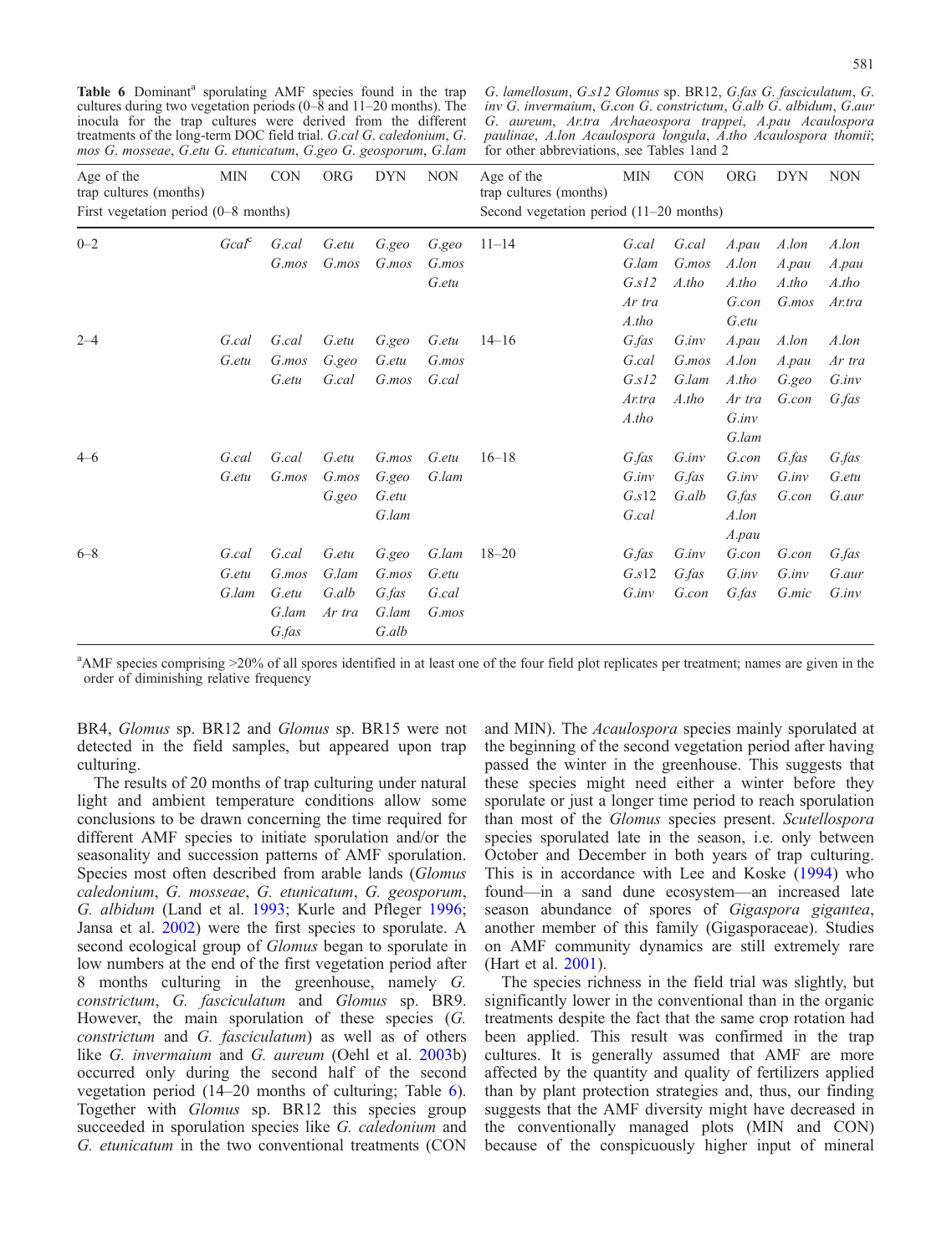**Table 6** Dominant[a] sporulating AMF species found in the trap cultures during two vegetation periods (0–8 and 11–20 months). The inocula for the trap cultures were derived from the different treatments of the long-term DOC field trial. *G.cal G. caledonium*, *G. mos G. mosseae*, *G.etu G. etunicatum*, *G.geo G. geosporum*, *G.lam G. lamellosum*, *G.s12 Glomus* sp. BR12, *G.fas G. fasciculatum*, *G. inv G. invermaium*, *G.con G. constrictum*, *G.alb G. albidum*, *G.aur G. aureum*, *Ar.tra Archaeospora trappei*, *A.pau Acaulospora paulinae*, *A.lon Acaulospora longula*, *A.tho Acaulospora thomii*; for other abbreviations, see Tables 1and 2

| Age of the trap cultures (months) | MIN | CON | ORG | DYN | NON | Age of the trap cultures (months) | MIN | CON | ORG | DYN | NON |
|---|---|---|---|---|---|---|---|---|---|---|---|
| First vegetation period (0–8 months) | | | | | | Second vegetation period (11–20 months) | | | | | |
| 0–2 | *Gcal*[c] | *G.cal G.mos* | *G.etu G.mos* | *G.geo G.mos* | *G.geo G.mos G.etu* | 11–14 | *G.cal G.lam G.s12 Ar tra A.tho* | *G.cal G.mos A.tho* | *A.pau A.lon A.tho G.con G.etu* | *A.lon A.pau A.tho G.mos* | *A.lon A.pau A.tho Ar.tra* |
| 2–4 | *G.cal G.etu* | *G.cal G.mos G.etu* | *G.etu G.geo G.cal* | *G.geo G.etu G.mos* | *G.etu G.mos G.cal* | 14–16 | *G.fas G.cal G.s12 Ar.tra A.tho* | *G.inv G.mos G.lam A.tho* | *A.pau A.lon A.tho Ar tra G.inv G.lam* | *A.lon A.pau G.geo G.con* | *A.lon Ar tra G.inv G.fas* |
| 4–6 | *G.cal G.etu* | *G.cal G.mos* | *G.etu G.mos G.geo* | *G.mos G.geo G.etu G.lam* | *G.etu G.lam* | 16–18 | *G.fas G.inv G.s12 G.cal* | *G.inv G.fas G.alb* | *G.con G.inv G.fas A.lon A.pau* | *G.fas G.inv G.con* | *G.fas G.etu G.aur* |
| 6–8 | *G.cal G.etu G.lam* | *G.cal G.mos G.etu G.lam G.fas* | *G.etu G.lam G.alb Ar tra* | *G.geo G.mos G.fas G.lam G.alb* | *G.lam G.etu G.cal G.mos* | 18–20 | *G.fas G.s12 G.inv* | *G.inv G.fas G.con* | *G.con G.inv G.fas* | *G.con G.inv G.mic* | *G.fas G.aur G.inv* |

[a]AMF species comprising >20% of all spores identified in at least one of the four field plot replicates per treatment; names are given in the order of diminishing relative frequency

BR4, *Glomus* sp. BR12 and *Glomus* sp. BR15 were not detected in the field samples, but appeared upon trap culturing.

The results of 20 months of trap culturing under natural light and ambient temperature conditions allow some conclusions to be drawn concerning the time required for different AMF species to initiate sporulation and/or the seasonality and succession patterns of AMF sporulation. Species most often described from arable lands (*Glomus caledonium*, *G. mosseae*, *G. etunicatum*, *G. geosporum*, *G. albidum* (Land et al. 1993; Kurle and Pfleger 1996; Jansa et al. 2002) were the first species to sporulate. A second ecological group of *Glomus* began to sporulate in low numbers at the end of the first vegetation period after 8 months culturing in the greenhouse, namely *G. constrictum*, *G. fasciculatum* and *Glomus* sp. BR9. However, the main sporulation of these species (*G. constrictum* and *G. fasciculatum*) as well as of others like *G. invermaium* and *G. aureum* (Oehl et al. 2003b) occurred only during the second half of the second vegetation period (14–20 months of culturing; Table 6). Together with *Glomus* sp. BR12 this species group succeeded in sporulation species like *G. caledonium* and *G. etunicatum* in the two conventional treatments (CON and MIN). The *Acaulospora* species mainly sporulated at the beginning of the second vegetation period after having passed the winter in the greenhouse. This suggests that these species might need either a winter before they sporulate or just a longer time period to reach sporulation than most of the *Glomus* species present. *Scutellospora* species sporulated late in the season, i.e. only between October and December in both years of trap culturing. This is in accordance with Lee and Koske (1994) who found—in a sand dune ecosystem—an increased late season abundance of spores of *Gigaspora gigantea*, another member of this family (Gigasporaceae). Studies on AMF community dynamics are still extremely rare (Hart et al. 2001).

The species richness in the field trial was slightly, but significantly lower in the conventional than in the organic treatments despite the fact that the same crop rotation had been applied. This result was confirmed in the trap cultures. It is generally assumed that AMF are more affected by the quantity and quality of fertilizers applied than by plant protection strategies and, thus, our finding suggests that the AMF diversity might have decreased in the conventionally managed plots (MIN and CON) because of the conspicuously higher input of mineral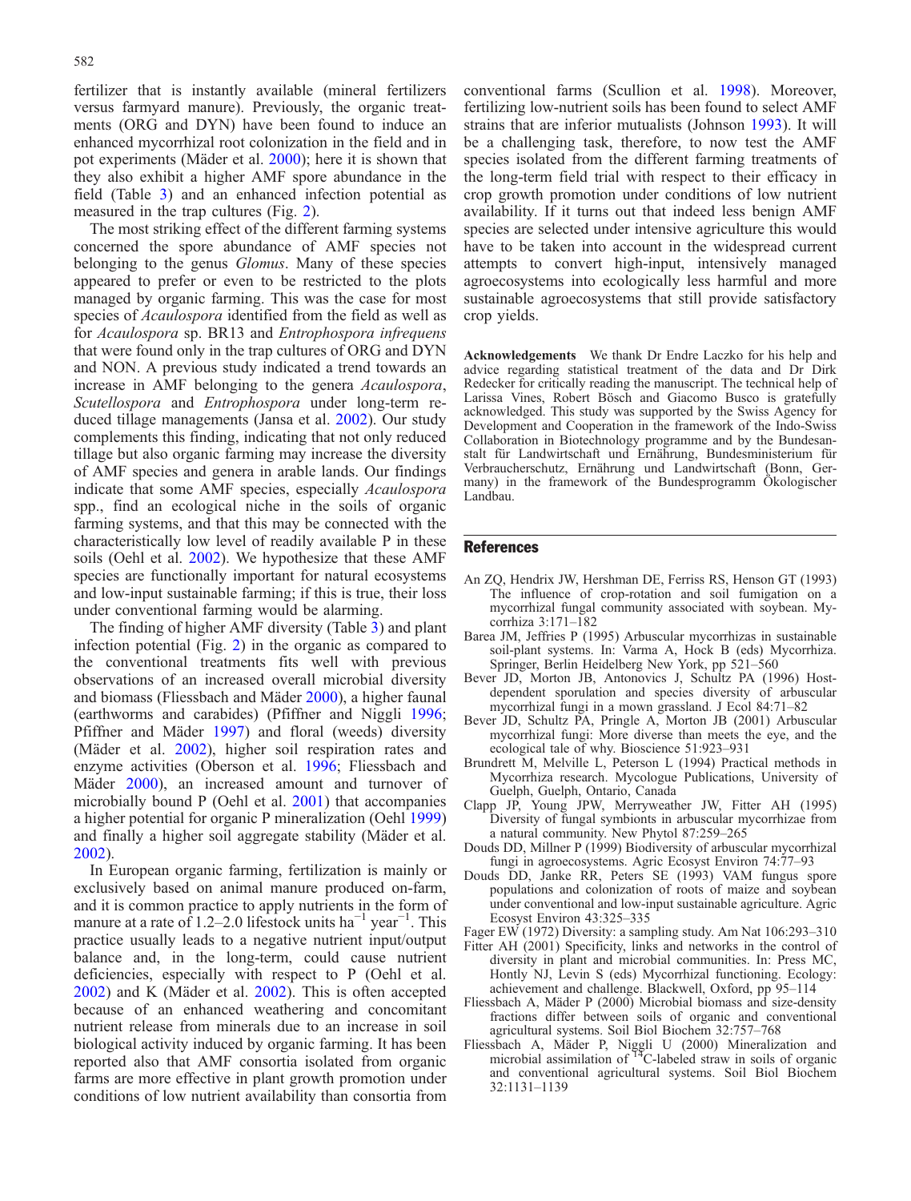fertilizer that is instantly available (mineral fertilizers versus farmyard manure). Previously, the organic treatments (ORG and DYN) have been found to induce an enhanced mycorrhizal root colonization in the field and in pot experiments (Mäder et al. 2000); here it is shown that they also exhibit a higher AMF spore abundance in the field (Table 3) and an enhanced infection potential as measured in the trap cultures (Fig. 2).

The most striking effect of the different farming systems concerned the spore abundance of AMF species not belonging to the genus *Glomus*. Many of these species appeared to prefer or even to be restricted to the plots managed by organic farming. This was the case for most species of *Acaulospora* identified from the field as well as for *Acaulospora* sp. BR13 and *Entrophospora infrequens* that were found only in the trap cultures of ORG and DYN and NON. A previous study indicated a trend towards an increase in AMF belonging to the genera *Acaulospora*, *Scutellospora* and *Entrophospora* under long-term reduced tillage managements (Jansa et al. 2002). Our study complements this finding, indicating that not only reduced tillage but also organic farming may increase the diversity of AMF species and genera in arable lands. Our findings indicate that some AMF species, especially *Acaulospora* spp., find an ecological niche in the soils of organic farming systems, and that this may be connected with the characteristically low level of readily available P in these soils (Oehl et al. 2002). We hypothesize that these AMF species are functionally important for natural ecosystems and low-input sustainable farming; if this is true, their loss under conventional farming would be alarming.

The finding of higher AMF diversity (Table 3) and plant infection potential (Fig. 2) in the organic as compared to the conventional treatments fits well with previous observations of an increased overall microbial diversity and biomass (Fliessbach and Mäder 2000), a higher faunal (earthworms and carabides) (Pfiffner and Niggli 1996; Pfiffner and Mäder 1997) and floral (weeds) diversity (Mäder et al. 2002), higher soil respiration rates and enzyme activities (Oberson et al. 1996; Fliessbach and Mäder 2000), an increased amount and turnover of microbially bound P (Oehl et al. 2001) that accompanies a higher potential for organic P mineralization (Oehl 1999) and finally a higher soil aggregate stability (Mäder et al. 2002).

In European organic farming, fertilization is mainly or exclusively based on animal manure produced on-farm, and it is common practice to apply nutrients in the form of manure at a rate of 1.2–2.0 lifestock units $ha^{-1}$ $year^{-1}$. This practice usually leads to a negative nutrient input/output balance and, in the long-term, could cause nutrient deficiencies, especially with respect to P (Oehl et al. 2002) and K (Mäder et al. 2002). This is often accepted because of an enhanced weathering and concomitant nutrient release from minerals due to an increase in soil biological activity induced by organic farming. It has been reported also that AMF consortia isolated from organic farms are more effective in plant growth promotion under conditions of low nutrient availability than consortia from conventional farms (Scullion et al. 1998). Moreover, fertilizing low-nutrient soils has been found to select AMF strains that are inferior mutualists (Johnson 1993). It will be a challenging task, therefore, to now test the AMF species isolated from the different farming treatments of the long-term field trial with respect to their efficacy in crop growth promotion under conditions of low nutrient availability. If it turns out that indeed less benign AMF species are selected under intensive agriculture this would have to be taken into account in the widespread current attempts to convert high-input, intensively managed agroecosystems into ecologically less harmful and more sustainable agroecosystems that still provide satisfactory crop yields.

**Acknowledgements** We thank Dr Endre Laczko for his help and advice regarding statistical treatment of the data and Dr Dirk Redecker for critically reading the manuscript. The technical help of Larissa Vines, Robert Bösch and Giacomo Busco is gratefully acknowledged. This study was supported by the Swiss Agency for Development and Cooperation in the framework of the Indo-Swiss Collaboration in Biotechnology programme and by the Bundesanstalt für Landwirtschaft und Ernährung, Bundesministerium für Verbraucherschutz, Ernährung und Landwirtschaft (Bonn, Germany) in the framework of the Bundesprogramm Ökologischer Landbau.

## References

An ZQ, Hendrix JW, Hershman DE, Ferriss RS, Henson GT (1993) The influence of crop-rotation and soil fumigation on a mycorrhizal fungal community associated with soybean. Mycorrhiza 3:171–182

Barea JM, Jeffries P (1995) Arbuscular mycorrhizas in sustainable soil-plant systems. In: Varma A, Hock B (eds) Mycorrhiza. Springer, Berlin Heidelberg New York, pp 521–560

Bever JD, Morton JB, Antonovics J, Schultz PA (1996) Host-dependent sporulation and species diversity of arbuscular mycorrhizal fungi in a mown grassland. J Ecol 84:71–82

Bever JD, Schultz PA, Pringle A, Morton JB (2001) Arbuscular mycorrhizal fungi: More diverse than meets the eye, and the ecological tale of why. Bioscience 51:923–931

Brundrett M, Melville L, Peterson L (1994) Practical methods in Mycorrhiza research. Mycologue Publications, University of Guelph, Guelph, Ontario, Canada

Clapp JP, Young JPW, Merryweather JW, Fitter AH (1995) Diversity of fungal symbionts in arbuscular mycorrhizae from a natural community. New Phytol 87:259–265

Douds DD, Millner P (1999) Biodiversity of arbuscular mycorrhizal fungi in agroecosystems. Agric Ecosyst Environ 74:77–93

Douds DD, Janke RR, Peters SE (1993) VAM fungus spore populations and colonization of roots of maize and soybean under conventional and low-input sustainable agriculture. Agric Ecosyst Environ 43:325–335

Fager EW (1972) Diversity: a sampling study. Am Nat 106:293–310

Fitter AH (2001) Specificity, links and networks in the control of diversity in plant and microbial communities. In: Press MC, Hontly NJ, Levin S (eds) Mycorrhizal functioning. Ecology: achievement and challenge. Blackwell, Oxford, pp 95–114

Fliessbach A, Mäder P (2000) Microbial biomass and size-density fractions differ between soils of organic and conventional agricultural systems. Soil Biol Biochem 32:757–768

Fliessbach A, Mäder P, Niggli U (2000) Mineralization and microbial assimilation of $^{14}C$-labeled straw in soils of organic and conventional agricultural systems. Soil Biol Biochem 32:1131–1139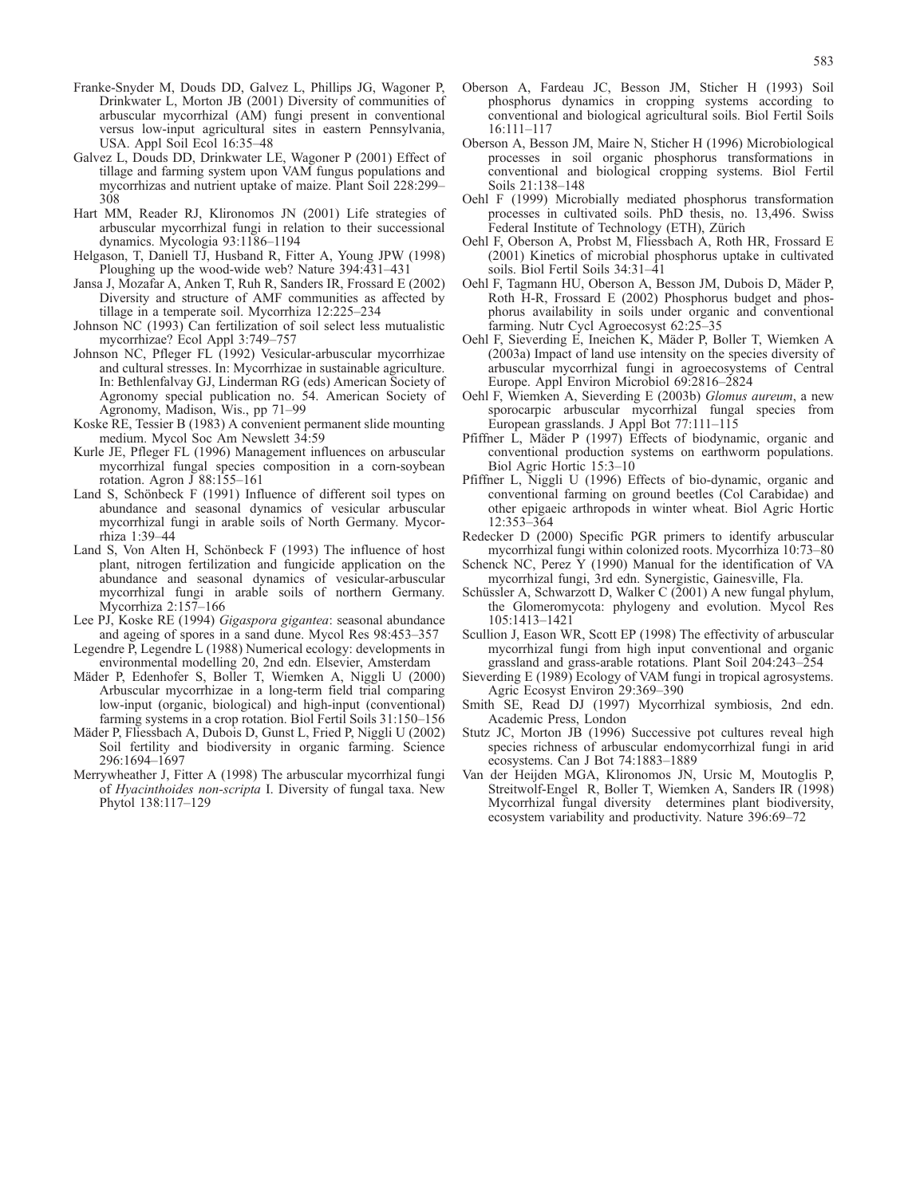Franke-Snyder M, Douds DD, Galvez L, Phillips JG, Wagoner P, Drinkwater L, Morton JB (2001) Diversity of communities of arbuscular mycorrhizal (AM) fungi present in conventional versus low-input agricultural sites in eastern Pennsylvania, USA. Appl Soil Ecol 16:35–48

Galvez L, Douds DD, Drinkwater LE, Wagoner P (2001) Effect of tillage and farming system upon VAM fungus populations and mycorrhizas and nutrient uptake of maize. Plant Soil 228:299–308

Hart MM, Reader RJ, Klironomos JN (2001) Life strategies of arbuscular mycorrhizal fungi in relation to their successional dynamics. Mycologia 93:1186–1194

Helgason, T, Daniell TJ, Husband R, Fitter A, Young JPW (1998) Ploughing up the wood-wide web? Nature 394:431–431

Jansa J, Mozafar A, Anken T, Ruh R, Sanders IR, Frossard E (2002) Diversity and structure of AMF communities as affected by tillage in a temperate soil. Mycorrhiza 12:225–234

Johnson NC (1993) Can fertilization of soil select less mutualistic mycorrhizae? Ecol Appl 3:749–757

Johnson NC, Pfleger FL (1992) Vesicular-arbuscular mycorrhizae and cultural stresses. In: Mycorrhizae in sustainable agriculture. In: Bethlenfalvay GJ, Linderman RG (eds) American Society of Agronomy special publication no. 54. American Society of Agronomy, Madison, Wis., pp 71–99

Koske RE, Tessier B (1983) A convenient permanent slide mounting medium. Mycol Soc Am Newslett 34:59

Kurle JE, Pfleger FL (1996) Management influences on arbuscular mycorrhizal fungal species composition in a corn-soybean rotation. Agron J 88:155–161

Land S, Schönbeck F (1991) Influence of different soil types on abundance and seasonal dynamics of vesicular arbuscular mycorrhizal fungi in arable soils of North Germany. Mycorrhiza 1:39–44

Land S, Von Alten H, Schönbeck F (1993) The influence of host plant, nitrogen fertilization and fungicide application on the abundance and seasonal dynamics of vesicular-arbuscular mycorrhizal fungi in arable soils of northern Germany. Mycorrhiza 2:157–166

Lee PJ, Koske RE (1994) *Gigaspora gigantea*: seasonal abundance and ageing of spores in a sand dune. Mycol Res 98:453–357

Legendre P, Legendre L (1988) Numerical ecology: developments in environmental modelling 20, 2nd edn. Elsevier, Amsterdam

Mäder P, Edenhofer S, Boller T, Wiemken A, Niggli U (2000) Arbuscular mycorrhizae in a long-term field trial comparing low-input (organic, biological) and high-input (conventional) farming systems in a crop rotation. Biol Fertil Soils 31:150–156

Mäder P, Fliessbach A, Dubois D, Gunst L, Fried P, Niggli U (2002) Soil fertility and biodiversity in organic farming. Science 296:1694–1697

Merrywheather J, Fitter A (1998) The arbuscular mycorrhizal fungi of *Hyacinthoides non-scripta* I. Diversity of fungal taxa. New Phytol 138:117–129

Oberson A, Fardeau JC, Besson JM, Sticher H (1993) Soil phosphorus dynamics in cropping systems according to conventional and biological agricultural soils. Biol Fertil Soils 16:111–117

Oberson A, Besson JM, Maire N, Sticher H (1996) Microbiological processes in soil organic phosphorus transformations in conventional and biological cropping systems. Biol Fertil Soils 21:138–148

Oehl F (1999) Microbially mediated phosphorus transformation processes in cultivated soils. PhD thesis, no. 13,496. Swiss Federal Institute of Technology (ETH), Zürich

Oehl F, Oberson A, Probst M, Fliessbach A, Roth HR, Frossard E (2001) Kinetics of microbial phosphorus uptake in cultivated soils. Biol Fertil Soils 34:31–41

Oehl F, Tagmann HU, Oberson A, Besson JM, Dubois D, Mäder P, Roth H-R, Frossard E (2002) Phosphorus budget and phosphorus availability in soils under organic and conventional farming. Nutr Cycl Agroecosyst 62:25–35

Oehl F, Sieverding E, Ineichen K, Mäder P, Boller T, Wiemken A (2003a) Impact of land use intensity on the species diversity of arbuscular mycorrhizal fungi in agroecosystems of Central Europe. Appl Environ Microbiol 69:2816–2824

Oehl F, Wiemken A, Sieverding E (2003b) *Glomus aureum*, a new sporocarpic arbuscular mycorrhizal fungal species from European grasslands. J Appl Bot 77:111–115

Pfiffner L, Mäder P (1997) Effects of biodynamic, organic and conventional production systems on earthworm populations. Biol Agric Hortic 15:3–10

Pfiffner L, Niggli U (1996) Effects of bio-dynamic, organic and conventional farming on ground beetles (Col Carabidae) and other epigaeic arthropods in winter wheat. Biol Agric Hortic 12:353–364

Redecker D (2000) Specific PGR primers to identify arbuscular mycorrhizal fungi within colonized roots. Mycorrhiza 10:73–80

Schenck NC, Perez Y (1990) Manual for the identification of VA mycorrhizal fungi, 3rd edn. Synergistic, Gainesville, Fla.

Schüssler A, Schwarzott D, Walker C (2001) A new fungal phylum, the Glomeromycota: phylogeny and evolution. Mycol Res 105:1413–1421

Scullion J, Eason WR, Scott EP (1998) The effectivity of arbuscular mycorrhizal fungi from high input conventional and organic grassland and grass-arable rotations. Plant Soil 204:243–254

Sieverding E (1989) Ecology of VAM fungi in tropical agrosystems. Agric Ecosyst Environ 29:369–390

Smith SE, Read DJ (1997) Mycorrhizal symbiosis, 2nd edn. Academic Press, London

Stutz JC, Morton JB (1996) Successive pot cultures reveal high species richness of arbuscular endomycorrhizal fungi in arid ecosystems. Can J Bot 74:1883–1889

Van der Heijden MGA, Klironomos JN, Ursic M, Moutoglis P, Streitwolf-Engel R, Boller T, Wiemken A, Sanders IR (1998) Mycorrhizal fungal diversity determines plant biodiversity, ecosystem variability and productivity. Nature 396:69–72